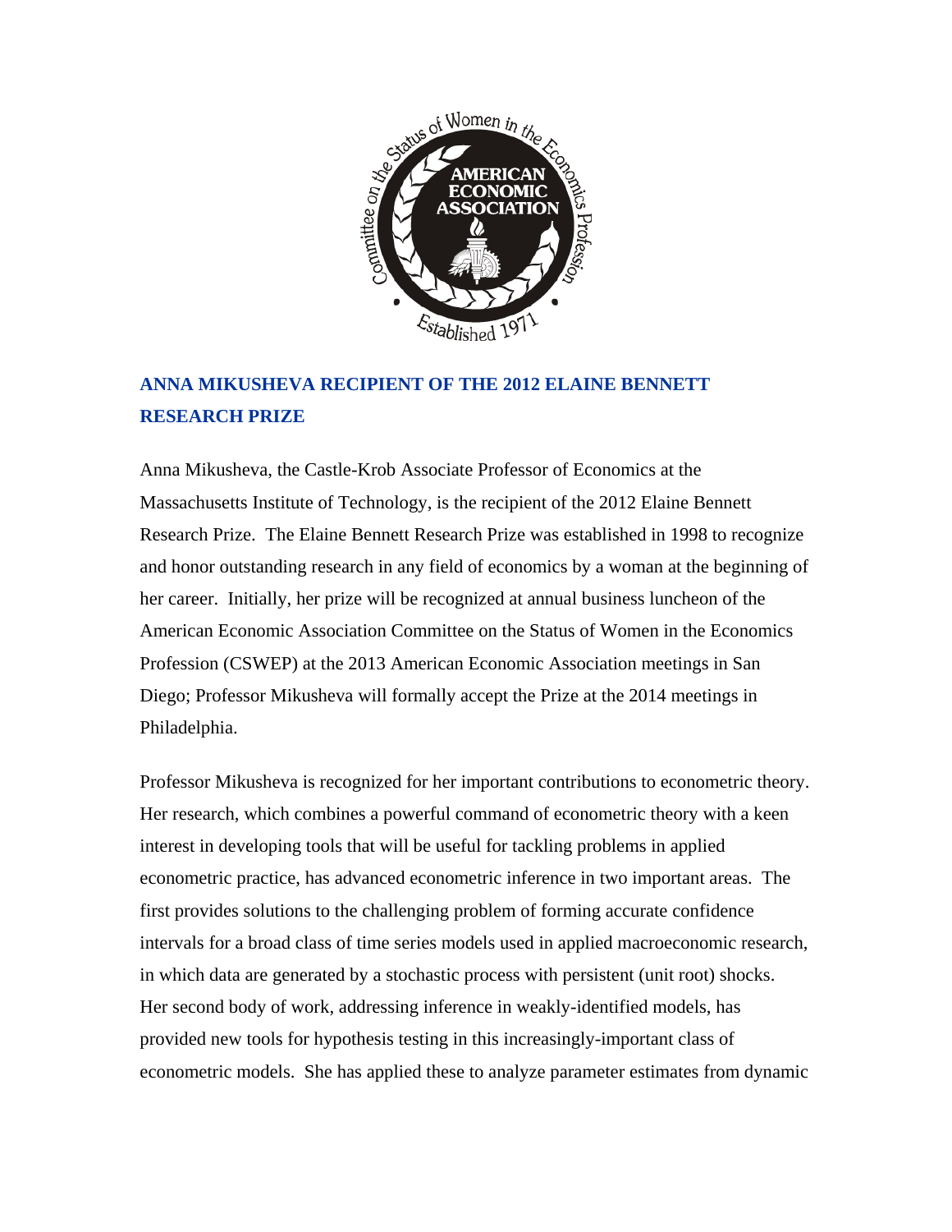## ANNA MIKUSHEVA RECIPIENT OF THE 2012 ELAINE BENNETT RESEARCH PRIZE

Anna Mikusheva, the Castle-Krob Associate Professor of Economics at the Massachusetts Institute of Technology, is the recipient of the 2012 Elaine Bennett Research Prize. The Elaine Bennett Research Prize was established in 1998 to recognize and honor outstanding research in any field of economics by a woman at the beginning of her career. Initially, her prize will be recognized at annual business luncheon of the American Economic Association Committee on the Status of Women in the Economics Profession (CSWEP) at the 2013 American Economic Association meetings in San Diego; Professor Mikusheva will formally accept the Prize at the 2014 meetings in Philadelphia.

Professor Mikusheva is recognized for her important contributions to econometric theory. Her research, which combines a powerful command of econometric theory with a keen interest in developing tools that will be useful for tackling problems in applied econometric practice, has advanced econometric inference in two important areas. The first provides solutions to the challenging problem of forming accurate confidence intervals for a broad class of time series models used in applied macroeconomic research, in which data are generated by a stochastic process with persistent (unit root) shocks. Her second body of work, addressing inference in weakly-identified models, has provided new tools for hypothesis testing in this increasingly-important class of econometric models. She has applied these to analyze parameter estimates from dynamic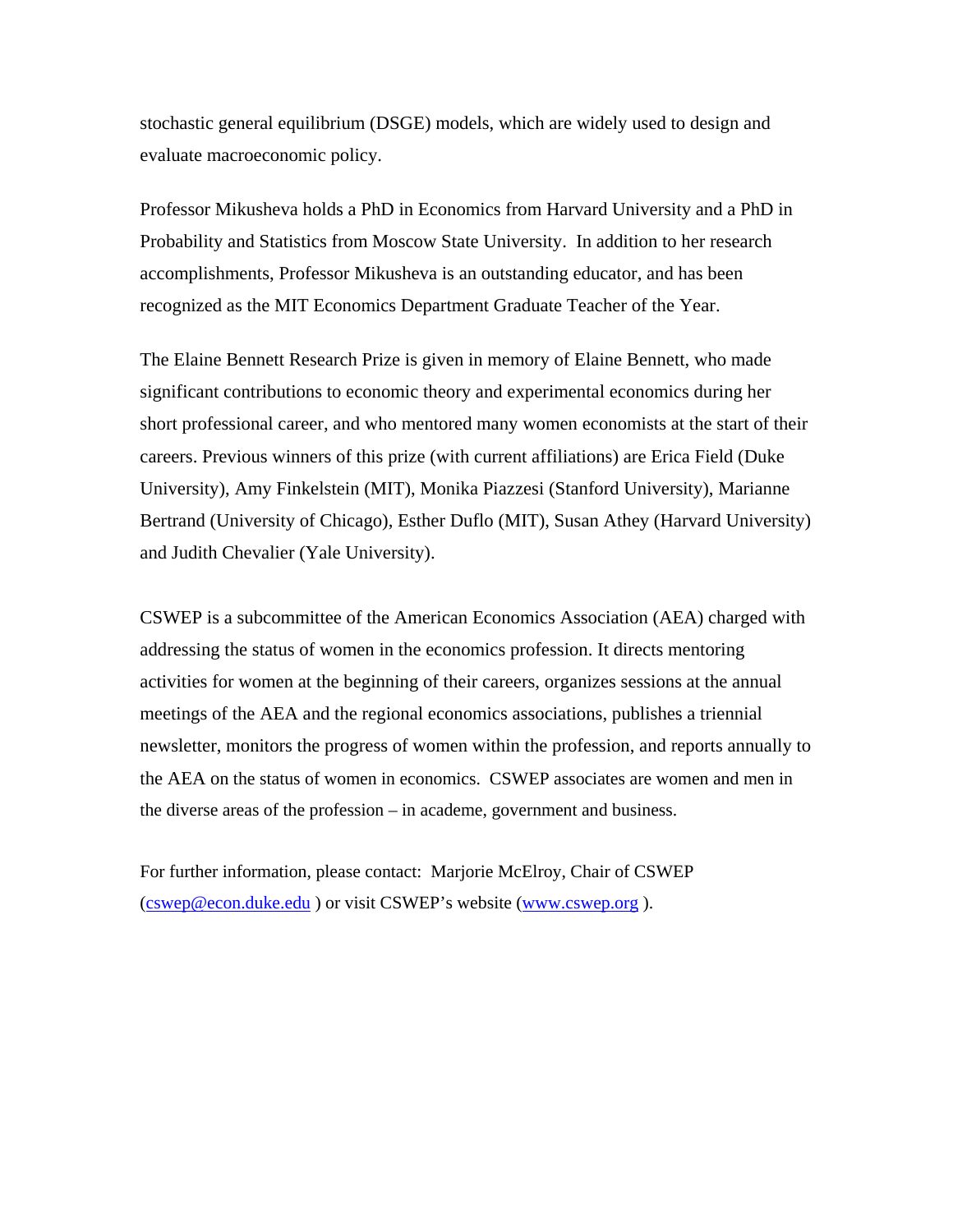stochastic general equilibrium (DSGE) models, which are widely used to design and evaluate macroeconomic policy.

Professor Mikusheva holds a PhD in Economics from Harvard University and a PhD in Probability and Statistics from Moscow State University. In addition to her research accomplishments, Professor Mikusheva is an outstanding educator, and has been recognized as the MIT Economics Department Graduate Teacher of the Year.

The Elaine Bennett Research Prize is given in memory of Elaine Bennett, who made significant contributions to economic theory and experimental economics during her short professional career, and who mentored many women economists at the start of their careers. Previous winners of this prize (with current affiliations) are Erica Field (Duke University), Amy Finkelstein (MIT), Monika Piazzesi (Stanford University), Marianne Bertrand (University of Chicago), Esther Duflo (MIT), Susan Athey (Harvard University) and Judith Chevalier (Yale University).

CSWEP is a subcommittee of the American Economics Association (AEA) charged with addressing the status of women in the economics profession. It directs mentoring activities for women at the beginning of their careers, organizes sessions at the annual meetings of the AEA and the regional economics associations, publishes a triennial newsletter, monitors the progress of women within the profession, and reports annually to the AEA on the status of women in economics. CSWEP associates are women and men in the diverse areas of the profession – in academe, government and business.

For further information, please contact: Marjorie McElroy, Chair of CSWEP (cswep@econ.duke.edu ) or visit CSWEP's website (www.cswep.org ).